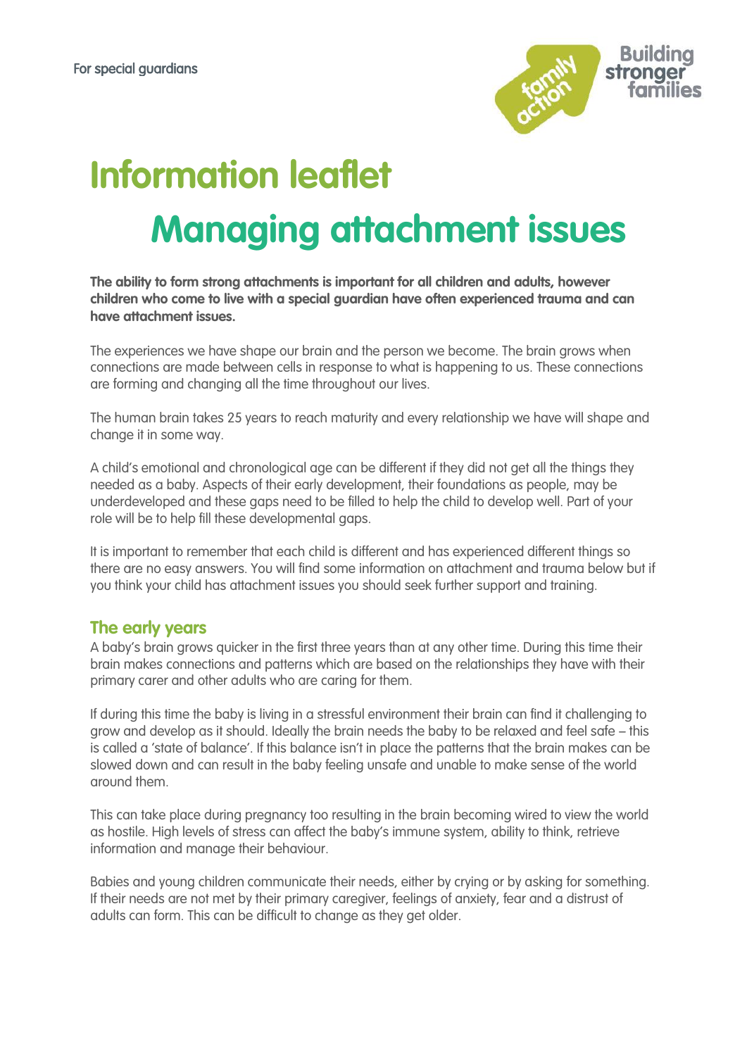For special guardians

# Information leaflet

# Managing attachment issues

**The ability to form strong attachments is important for all children and adults, however children who come to live with a special guardian have often experienced trauma and can have attachment issues.**

The experiences we have shape our brain and the person we become. The brain grows when connections are made between cells in response to what is happening to us. These connections are forming and changing all the time throughout our lives.

The human brain takes 25 years to reach maturity and every relationship we have will shape and change it in some way.

A child's emotional and chronological age can be different if they did not get all the things they needed as a baby. Aspects of their early development, their foundations as people, may be underdeveloped and these gaps need to be filled to help the child to develop well. Part of your role will be to help fill these developmental gaps.

It is important to remember that each child is different and has experienced different things so there are no easy answers. You will find some information on attachment and trauma below but if you think your child has attachment issues you should seek further support and training.

## The early years

A baby's brain grows quicker in the first three years than at any other time. During this time their brain makes connections and patterns which are based on the relationships they have with their primary carer and other adults who are caring for them.

If during this time the baby is living in a stressful environment their brain can find it challenging to grow and develop as it should. Ideally the brain needs the baby to be relaxed and feel safe – this is called a 'state of balance'. If this balance isn't in place the patterns that the brain makes can be slowed down and can result in the baby feeling unsafe and unable to make sense of the world around them.

This can take place during pregnancy too resulting in the brain becoming wired to view the world as hostile. High levels of stress can affect the baby's immune system, ability to think, retrieve information and manage their behaviour.

Babies and young children communicate their needs, either by crying or by asking for something. If their needs are not met by their primary caregiver, feelings of anxiety, fear and a distrust of adults can form. This can be difficult to change as they get older.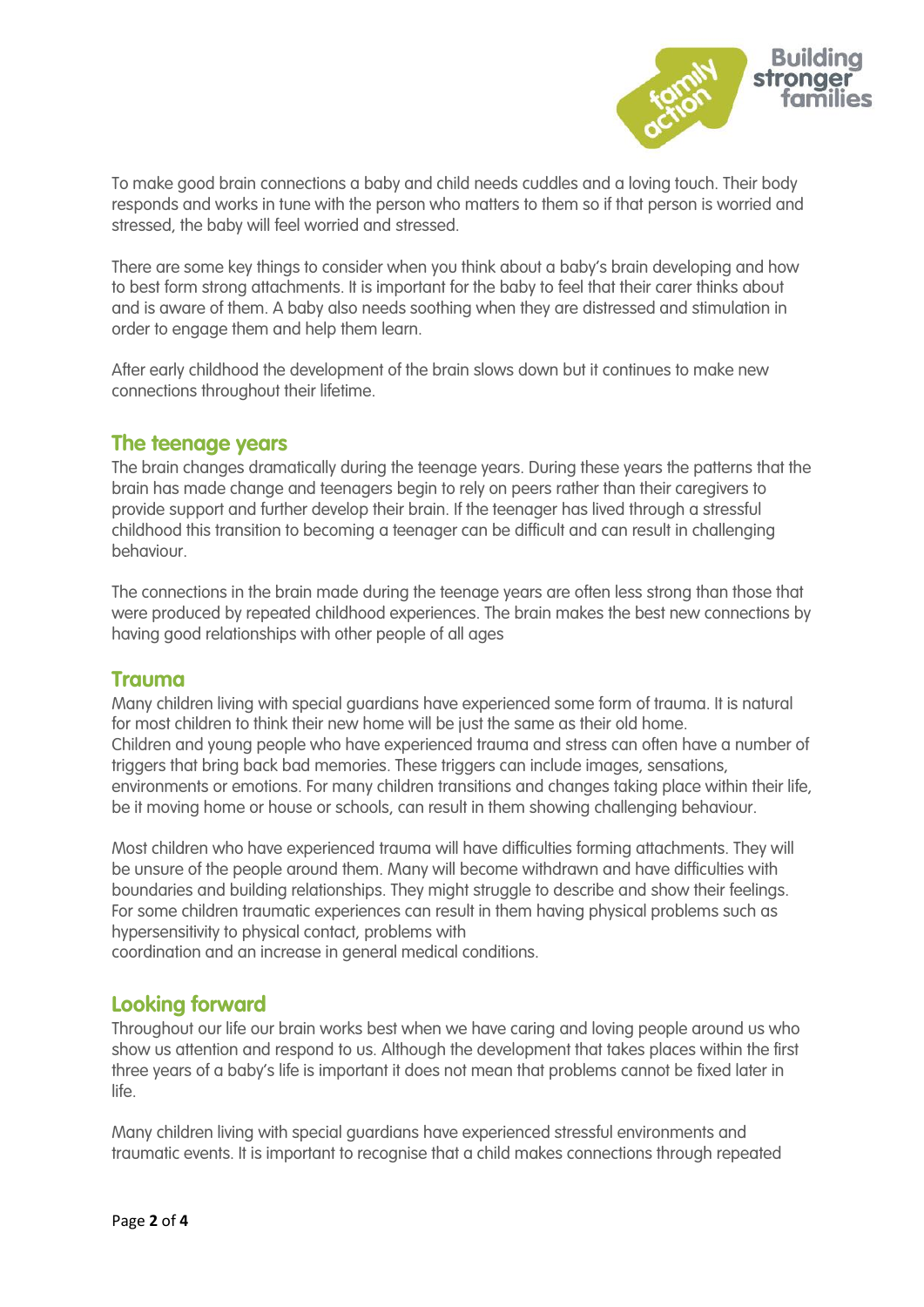To make good brain connections a baby and child needs cuddles and a loving touch. Their body responds and works in tune with the person who matters to them so if that person is worried and stressed, the baby will feel worried and stressed.

There are some key things to consider when you think about a baby's brain developing and how to best form strong attachments. It is important for the baby to feel that their carer thinks about and is aware of them. A baby also needs soothing when they are distressed and stimulation in order to engage them and help them learn.

After early childhood the development of the brain slows down but it continues to make new connections throughout their lifetime.

## The teenage years

The brain changes dramatically during the teenage years. During these years the patterns that the brain has made change and teenagers begin to rely on peers rather than their caregivers to provide support and further develop their brain. If the teenager has lived through a stressful childhood this transition to becoming a teenager can be difficult and can result in challenging behaviour.

The connections in the brain made during the teenage years are often less strong than those that were produced by repeated childhood experiences. The brain makes the best new connections by having good relationships with other people of all ages

## Trauma

Many children living with special guardians have experienced some form of trauma. It is natural for most children to think their new home will be just the same as their old home.
Children and young people who have experienced trauma and stress can often have a number of triggers that bring back bad memories. These triggers can include images, sensations, environments or emotions. For many children transitions and changes taking place within their life, be it moving home or house or schools, can result in them showing challenging behaviour.

Most children who have experienced trauma will have difficulties forming attachments. They will be unsure of the people around them. Many will become withdrawn and have difficulties with boundaries and building relationships. They might struggle to describe and show their feelings. For some children traumatic experiences can result in them having physical problems such as hypersensitivity to physical contact, problems with
coordination and an increase in general medical conditions.

## Looking forward

Throughout our life our brain works best when we have caring and loving people around us who show us attention and respond to us. Although the development that takes places within the first three years of a baby's life is important it does not mean that problems cannot be fixed later in life.

Many children living with special guardians have experienced stressful environments and traumatic events. It is important to recognise that a child makes connections through repeated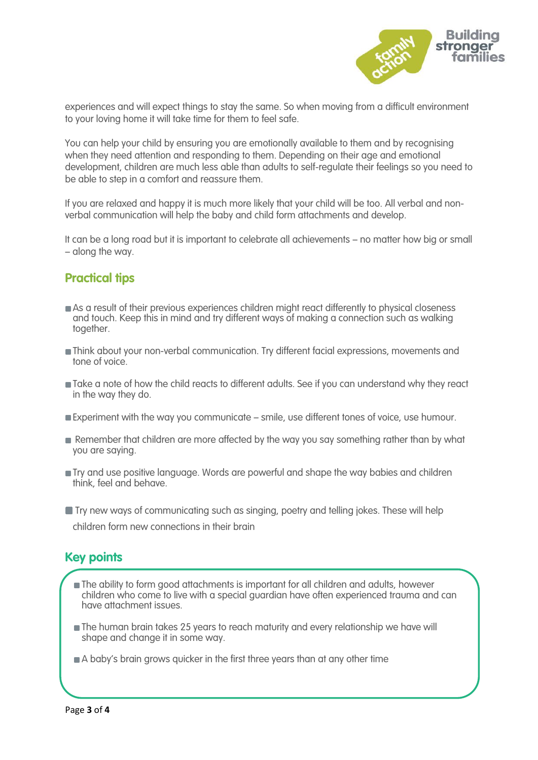experiences and will expect things to stay the same. So when moving from a difficult environment to your loving home it will take time for them to feel safe.

You can help your child by ensuring you are emotionally available to them and by recognising when they need attention and responding to them. Depending on their age and emotional development, children are much less able than adults to self-regulate their feelings so you need to be able to step in a comfort and reassure them.

If you are relaxed and happy it is much more likely that your child will be too. All verbal and non-verbal communication will help the baby and child form attachments and develop.

It can be a long road but it is important to celebrate all achievements – no matter how big or small – along the way.

## Practical tips

- As a result of their previous experiences children might react differently to physical closeness and touch. Keep this in mind and try different ways of making a connection such as walking together.
- Think about your non-verbal communication. Try different facial expressions, movements and tone of voice.
- Take a note of how the child reacts to different adults. See if you can understand why they react in the way they do.
- Experiment with the way you communicate – smile, use different tones of voice, use humour.
- Remember that children are more affected by the way you say something rather than by what you are saying.
- Try and use positive language. Words are powerful and shape the way babies and children think, feel and behave.
- Try new ways of communicating such as singing, poetry and telling jokes. These will help children form new connections in their brain

## Key points

- The ability to form good attachments is important for all children and adults, however children who come to live with a special guardian have often experienced trauma and can have attachment issues.
- The human brain takes 25 years to reach maturity and every relationship we have will shape and change it in some way.
- A baby's brain grows quicker in the first three years than at any other time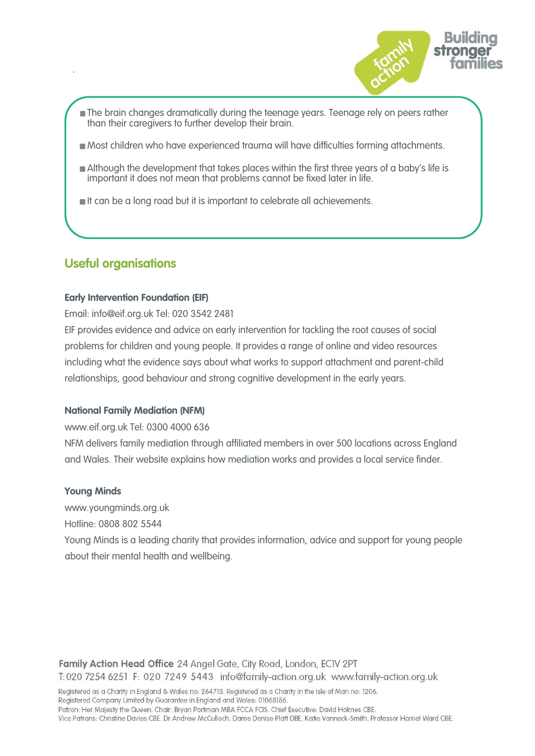- The brain changes dramatically during the teenage years. Teenage rely on peers rather than their caregivers to further develop their brain.
- Most children who have experienced trauma will have difficulties forming attachments.
- Although the development that takes places within the first three years of a baby's life is important it does not mean that problems cannot be fixed later in life.
- It can be a long road but it is important to celebrate all achievements.

## Useful organisations

**Early Intervention Foundation (EIF)**

Email: info@eif.org.uk Tel: 020 3542 2481

EIF provides evidence and advice on early intervention for tackling the root causes of social problems for children and young people. It provides a range of online and video resources including what the evidence says about what works to support attachment and parent-child relationships, good behaviour and strong cognitive development in the early years.

**National Family Mediation (NFM)**

www.eif.org.uk Tel: 0300 4000 636

NFM delivers family mediation through affiliated members in over 500 locations across England and Wales. Their website explains how mediation works and provides a local service finder.

**Young Minds**

www.youngminds.org.uk

Hotline: 0808 802 5544

Young Minds is a leading charity that provides information, advice and support for young people about their mental health and wellbeing.